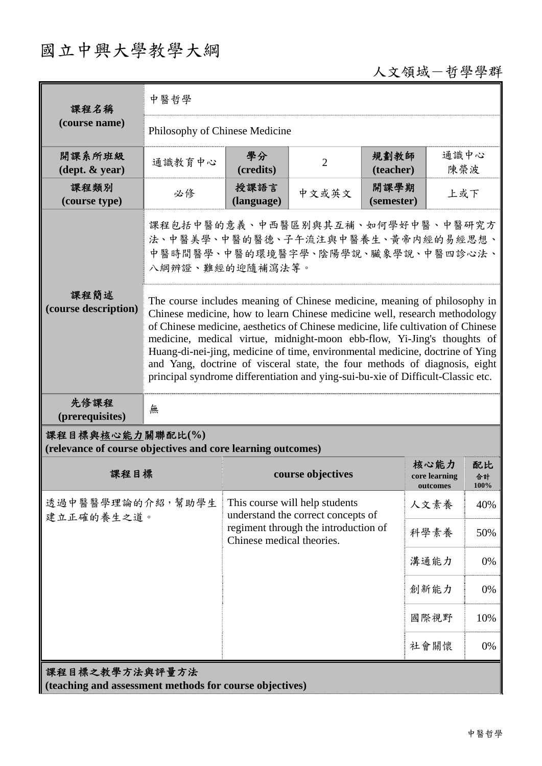# 國立中興大學教學大綱

人文領域－哲學學群

| 課程名稱 (course name) | 中醫哲學 | | | | |
|---|---|---|---|---|---|
| | Philosophy of Chinese Medicine | | | | |
| 開課系所班級 (dept. & year) | 通識教育中心 | 學分 (credits) | 2 | 規劃教師 (teacher) | 通識中心 陳榮波 |
| 課程類別 (course type) | 必修 | 授課語言 (language) | 中文或英文 | 開課學期 (semester) | 上或下 |
| 課程簡述 (course description) | 課程包括中醫的意義、中西醫區別與其互補、如何學好中醫、中醫研究方法、中醫美學、中醫的醫德、子午流注與中醫養生、黃帝內經的易經思想、中醫時間醫學、中醫的環境醫字學、陰陽學說、臟象學說、中醫四診心法、八綱辨證、難經的迎隨補瀉法等。 | | | | |
| | The course includes meaning of Chinese medicine, meaning of philosophy in Chinese medicine, how to learn Chinese medicine well, research methodology of Chinese medicine, aesthetics of Chinese medicine, life cultivation of Chinese medicine, medical virtue, midnight-moon ebb-flow, Yi-Jing's thoughts of Huang-di-nei-jing, medicine of time, environmental medicine, doctrine of Ying and Yang, doctrine of visceral state, the four methods of diagnosis, eight principal syndrome differentiation and ying-sui-bu-xie of Difficult-Classic etc. | | | | |
| 先修課程 (prerequisites) | 無 | | | | |

**課程目標與核心能力關聯配比(%)**
**(relevance of course objectives and core learning outcomes)**

| 課程目標 | course objectives | 核心能力 core learning outcomes | 配比 合計 100% |
|---|---|---|---|
| 透過中醫醫學理論的介紹，幫助學生建立正確的養生之道。 | This course will help students understand the correct concepts of regiment through the introduction of Chinese medical theories. | 人文素養 | 40% |
| | | 科學素養 | 50% |
| | | 溝通能力 | 0% |
| | | 創新能力 | 0% |
| | | 國際視野 | 10% |
| | | 社會關懷 | 0% |

**課程目標之教學方法與評量方法**
**(teaching and assessment methods for course objectives)**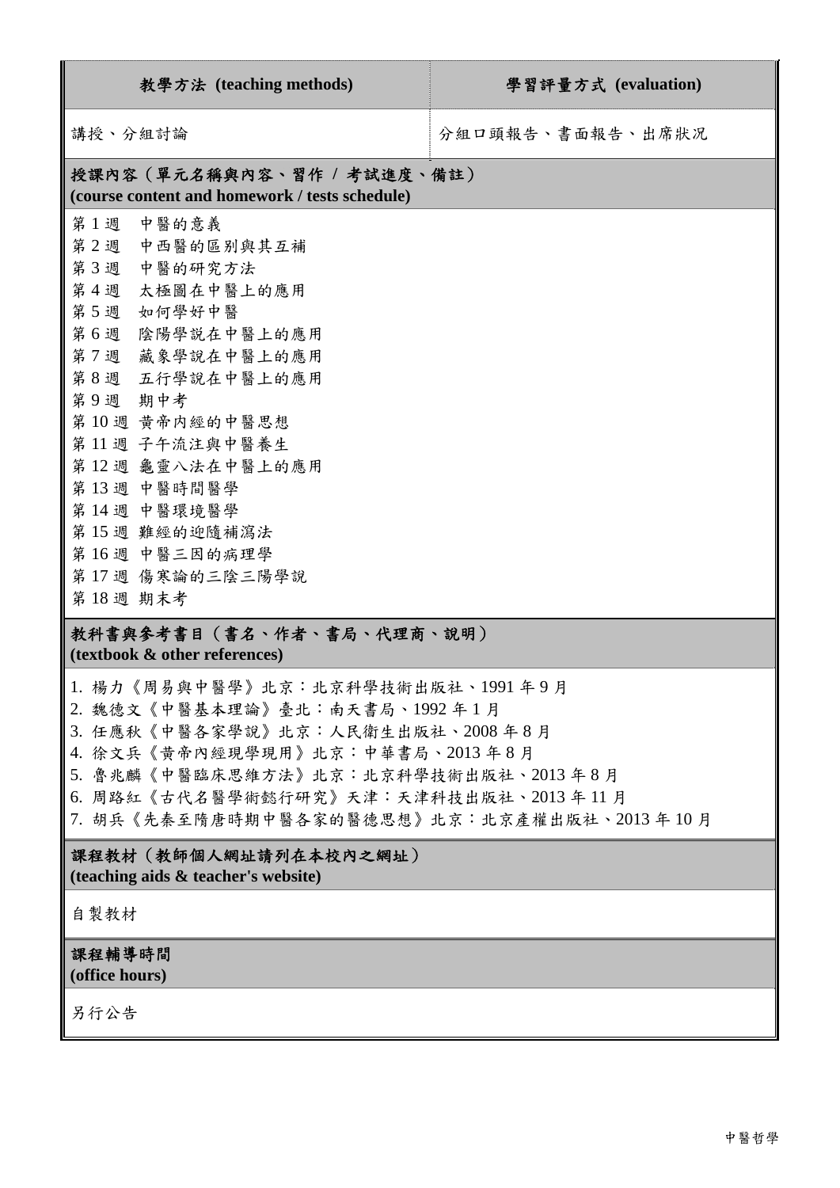| 教學方法 (teaching methods) | 學習評量方式 (evaluation) |
| --- | --- |
| 講授、分組討論 | 分組口頭報告、書面報告、出席狀況 |

**授課內容（單元名稱與內容、習作 / 考試進度、備註）**
**(course content and homework / tests schedule)**

第 1 週　中醫的意義
第 2 週　中西醫的區別與其互補
第 3 週　中醫的研究方法
第 4 週　太極圖在中醫上的應用
第 5 週　如何學好中醫
第 6 週　陰陽學說在中醫上的應用
第 7 週　藏象學說在中醫上的應用
第 8 週　五行學說在中醫上的應用
第 9 週　期中考
第 10 週 黃帝內經的中醫思想
第 11 週 子午流注與中醫養生
第 12 週 龜靈八法在中醫上的應用
第 13 週 中醫時間醫學
第 14 週 中醫環境醫學
第 15 週 難經的迎隨補瀉法
第 16 週 中醫三因的病理學
第 17 週 傷寒論的三陰三陽學說
第 18 週 期末考

**教科書與參考書目（書名、作者、書局、代理商、說明）**
**(textbook & other references)**

1. 楊力《周易與中醫學》北京：北京科學技術出版社、1991 年 9 月
2. 魏德文《中醫基本理論》臺北：南天書局、1992 年 1 月
3. 任應秋《中醫各家學說》北京：人民衛生出版社、2008 年 8 月
4. 徐文兵《黃帝內經現學現用》北京：中華書局、2013 年 8 月
5. 魯兆麟《中醫臨床思維方法》北京：北京科學技術出版社、2013 年 8 月
6. 周路紅《古代名醫學術懿行研究》天津：天津科技出版社、2013 年 11 月
7. 胡兵《先秦至隋唐時期中醫各家的醫德思想》北京：北京產權出版社、2013 年 10 月

**課程教材（教師個人網址請列在本校內之網址）**
**(teaching aids & teacher's website)**

自製教材

**課程輔導時間**
**(office hours)**

另行公告